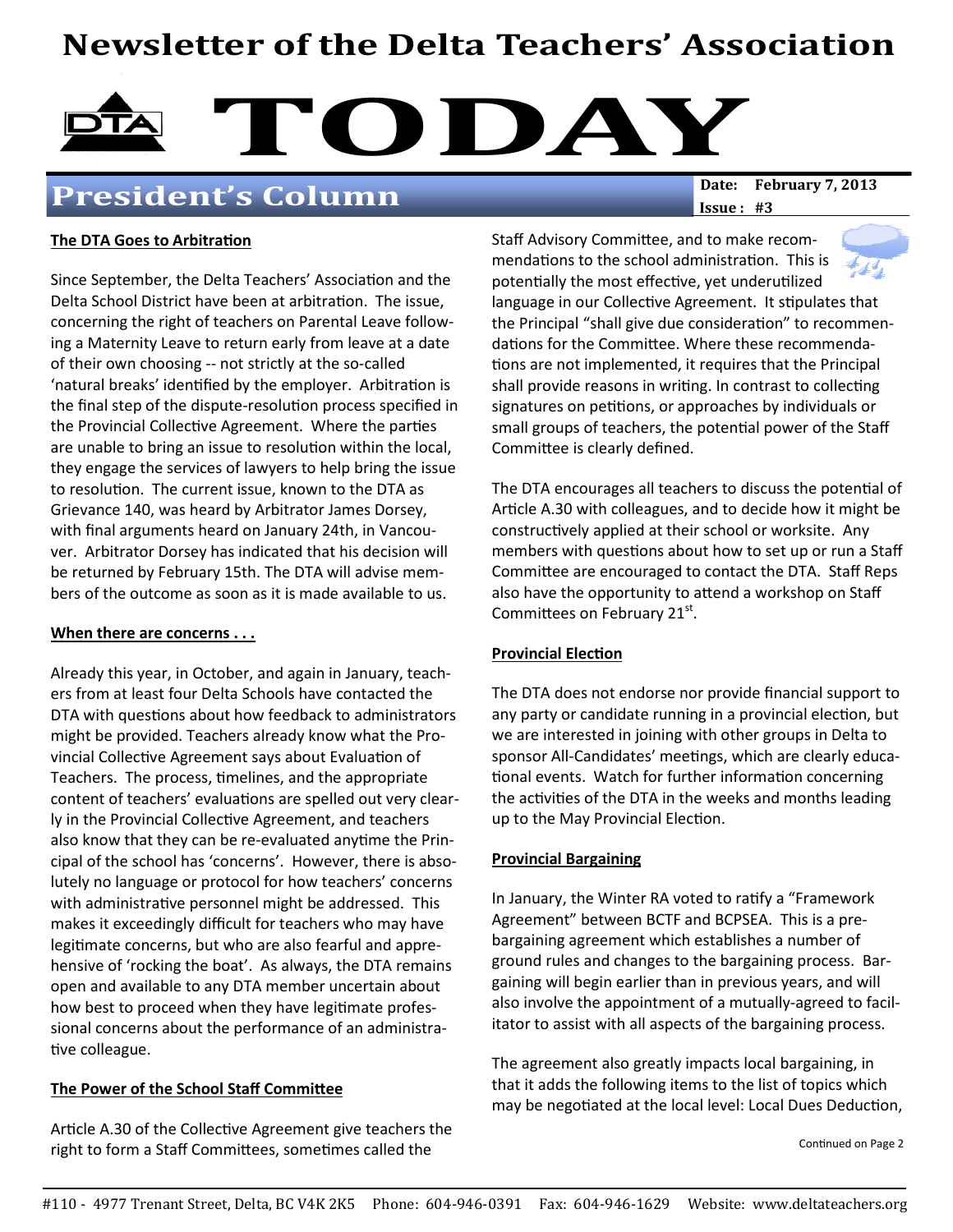# Newsletter of the Delta Teachers' Association

# TODAY

## President's Column

**Date: February 7, 2013**
**Issue : #3**

### The DTA Goes to Arbitration

Since September, the Delta Teachers' Association and the Delta School District have been at arbitration. The issue, concerning the right of teachers on Parental Leave following a Maternity Leave to return early from leave at a date of their own choosing -- not strictly at the so-called 'natural breaks' identified by the employer. Arbitration is the final step of the dispute-resolution process specified in the Provincial Collective Agreement. Where the parties are unable to bring an issue to resolution within the local, they engage the services of lawyers to help bring the issue to resolution. The current issue, known to the DTA as Grievance 140, was heard by Arbitrator James Dorsey, with final arguments heard on January 24th, in Vancouver. Arbitrator Dorsey has indicated that his decision will be returned by February 15th. The DTA will advise members of the outcome as soon as it is made available to us.

### When there are concerns . . .

Already this year, in October, and again in January, teachers from at least four Delta Schools have contacted the DTA with questions about how feedback to administrators might be provided. Teachers already know what the Provincial Collective Agreement says about Evaluation of Teachers. The process, timelines, and the appropriate content of teachers' evaluations are spelled out very clearly in the Provincial Collective Agreement, and teachers also know that they can be re-evaluated anytime the Principal of the school has 'concerns'. However, there is absolutely no language or protocol for how teachers' concerns with administrative personnel might be addressed. This makes it exceedingly difficult for teachers who may have legitimate concerns, but who are also fearful and apprehensive of 'rocking the boat'. As always, the DTA remains open and available to any DTA member uncertain about how best to proceed when they have legitimate professional concerns about the performance of an administrative colleague.

### The Power of the School Staff Committee

Article A.30 of the Collective Agreement give teachers the right to form a Staff Committees, sometimes called the Staff Advisory Committee, and to make recommendations to the school administration. This is potentially the most effective, yet underutilized language in our Collective Agreement. It stipulates that the Principal "shall give due consideration" to recommendations for the Committee. Where these recommendations are not implemented, it requires that the Principal shall provide reasons in writing. In contrast to collecting signatures on petitions, or approaches by individuals or small groups of teachers, the potential power of the Staff Committee is clearly defined.

The DTA encourages all teachers to discuss the potential of Article A.30 with colleagues, and to decide how it might be constructively applied at their school or worksite. Any members with questions about how to set up or run a Staff Committee are encouraged to contact the DTA. Staff Reps also have the opportunity to attend a workshop on Staff Committees on February 21st.

### Provincial Election

The DTA does not endorse nor provide financial support to any party or candidate running in a provincial election, but we are interested in joining with other groups in Delta to sponsor All-Candidates' meetings, which are clearly educational events. Watch for further information concerning the activities of the DTA in the weeks and months leading up to the May Provincial Election.

### Provincial Bargaining

In January, the Winter RA voted to ratify a "Framework Agreement" between BCTF and BCPSEA. This is a pre-bargaining agreement which establishes a number of ground rules and changes to the bargaining process. Bargaining will begin earlier than in previous years, and will also involve the appointment of a mutually-agreed to facilitator to assist with all aspects of the bargaining process.

The agreement also greatly impacts local bargaining, in that it adds the following items to the list of topics which may be negotiated at the local level: Local Dues Deduction,

Continued on Page 2

#110 - 4977 Trenant Street, Delta, BC V4K 2K5 Phone: 604-946-0391 Fax: 604-946-1629 Website: www.deltateachers.org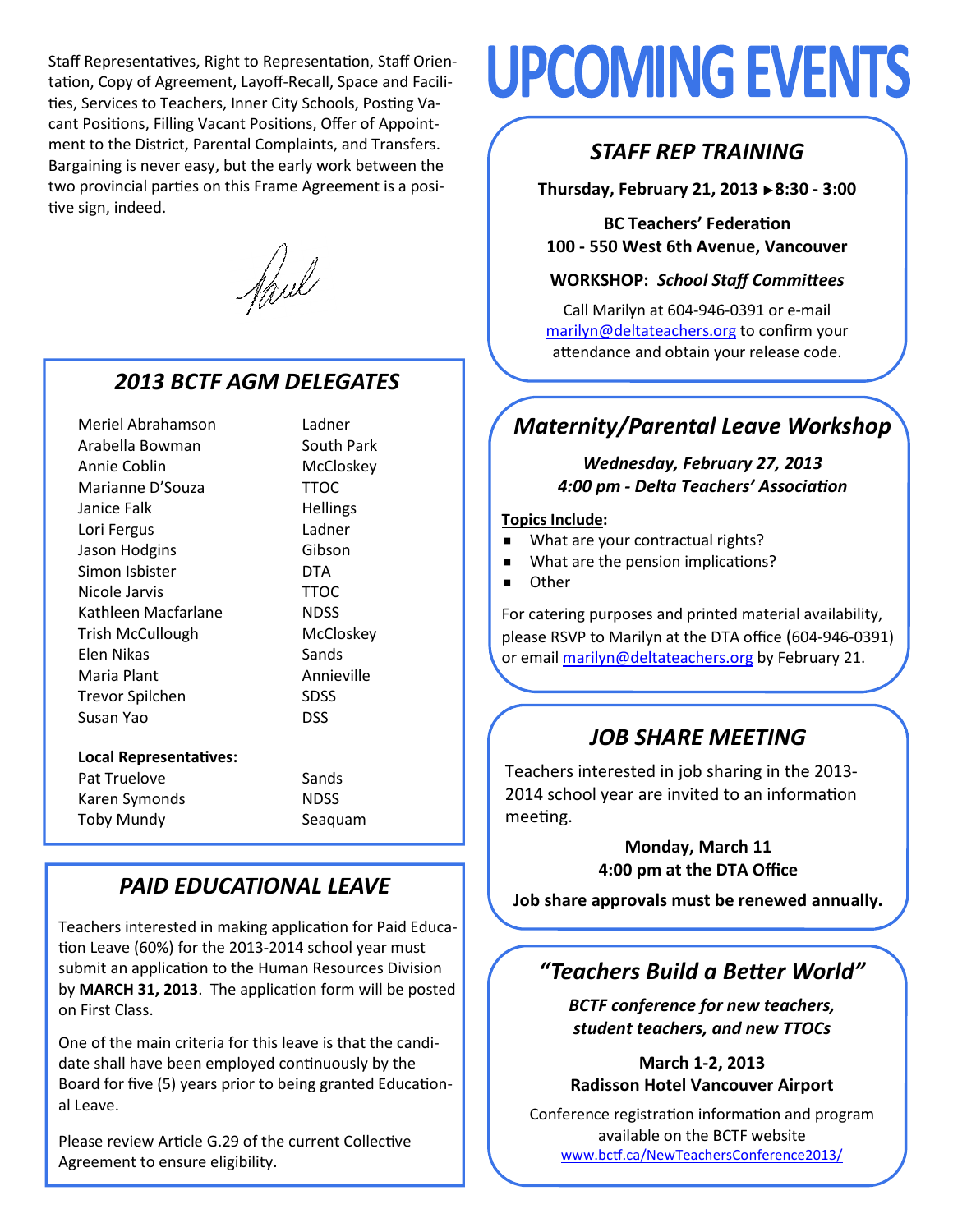Staff Representatives, Right to Representation, Staff Orientation, Copy of Agreement, Layoff-Recall, Space and Facilities, Services to Teachers, Inner City Schools, Posting Vacant Positions, Filling Vacant Positions, Offer of Appointment to the District, Parental Complaints, and Transfers. Bargaining is never easy, but the early work between the two provincial parties on this Frame Agreement is a positive sign, indeed.

Paul

## *2013 BCTF AGM DELEGATES*

| | |
|---|---|
| Meriel Abrahamson | Ladner |
| Arabella Bowman | South Park |
| Annie Coblin | McCloskey |
| Marianne D'Souza | TTOC |
| Janice Falk | Hellings |
| Lori Fergus | Ladner |
| Jason Hodgins | Gibson |
| Simon Isbister | DTA |
| Nicole Jarvis | TTOC |
| Kathleen Macfarlane | NDSS |
| Trish McCullough | McCloskey |
| Elen Nikas | Sands |
| Maria Plant | Annieville |
| Trevor Spilchen | SDSS |
| Susan Yao | DSS |

**Local Representatives:**

| | |
|---|---|
| Pat Truelove | Sands |
| Karen Symonds | NDSS |
| Toby Mundy | Seaquam |

## *PAID EDUCATIONAL LEAVE*

Teachers interested in making application for Paid Education Leave (60%) for the 2013-2014 school year must submit an application to the Human Resources Division by **MARCH 31, 2013**. The application form will be posted on First Class.

One of the main criteria for this leave is that the candidate shall have been employed continuously by the Board for five (5) years prior to being granted Educational Leave.

Please review Article G.29 of the current Collective Agreement to ensure eligibility.

# UPCOMING EVENTS

## *STAFF REP TRAINING*

**Thursday, February 21, 2013 ►8:30 - 3:00**

**BC Teachers' Federation**
**100 - 550 West 6th Avenue, Vancouver**

**WORKSHOP: *School Staff Committees***

Call Marilyn at 604-946-0391 or e-mail marilyn@deltateachers.org to confirm your attendance and obtain your release code.

## *Maternity/Parental Leave Workshop*

***Wednesday, February 27, 2013***
***4:00 pm - Delta Teachers' Association***

**Topics Include:**

- What are your contractual rights?
- What are the pension implications?
- Other

For catering purposes and printed material availability, please RSVP to Marilyn at the DTA office (604-946-0391) or email marilyn@deltateachers.org by February 21.

## *JOB SHARE MEETING*

Teachers interested in job sharing in the 2013-2014 school year are invited to an information meeting.

**Monday, March 11**
**4:00 pm at the DTA Office**

**Job share approvals must be renewed annually.**

## *"Teachers Build a Better World"*

***BCTF conference for new teachers, student teachers, and new TTOCs***

**March 1-2, 2013**
**Radisson Hotel Vancouver Airport**

Conference registration information and program available on the BCTF website
www.bctf.ca/NewTeachersConference2013/